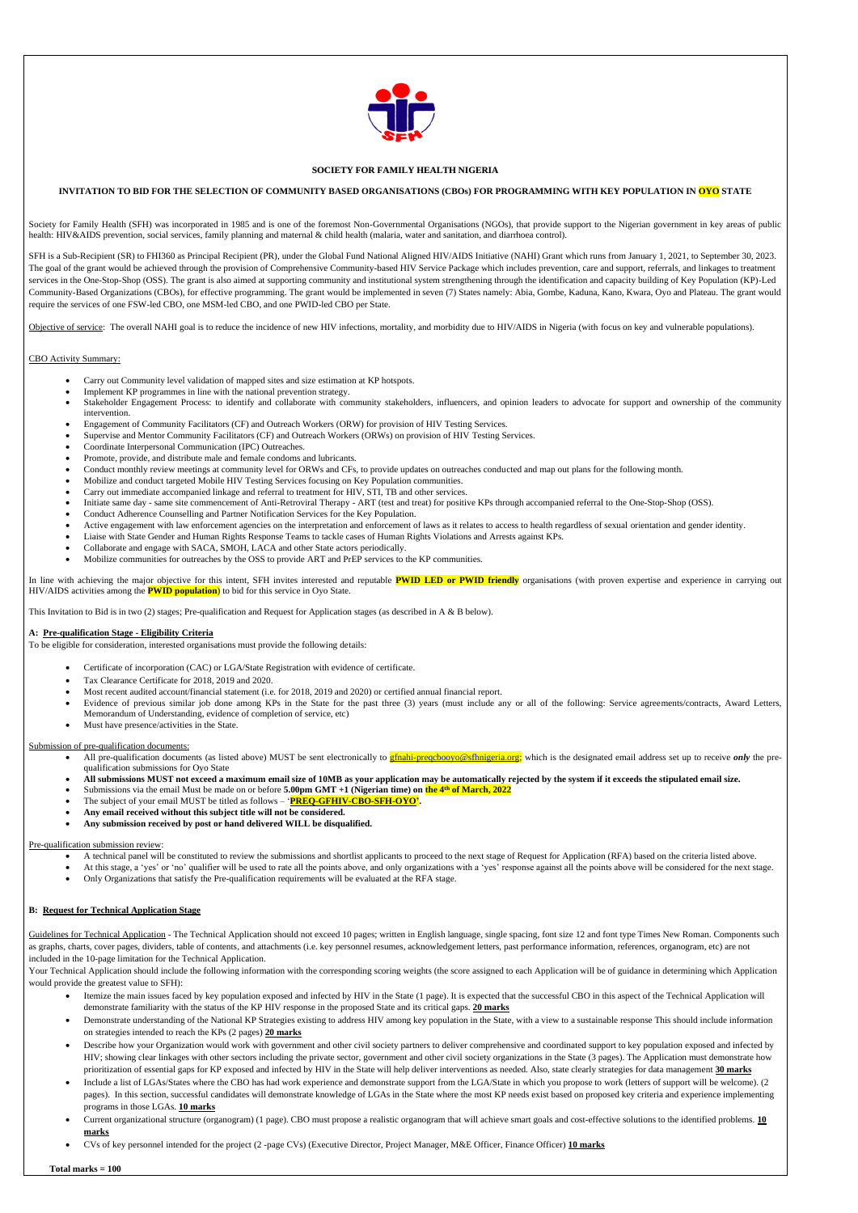**SOCIETY FOR FAMILY HEALTH NIGERIA**

**INVITATION TO BID FOR THE SELECTION OF COMMUNITY BASED ORGANISATIONS (CBOs) FOR PROGRAMMING WITH KEY POPULATION IN OYO STATE**

Society for Family Health (SFH) was incorporated in 1985 and is one of the foremost Non-Governmental Organisations (NGOs), that provide support to the Nigerian government in key areas of public health: HIV&AIDS prevention, social services, family planning and maternal & child health (malaria, water and sanitation, and diarrhoea control).

SFH is a Sub-Recipient (SR) to FHI360 as Principal Recipient (PR), under the Global Fund National Aligned HIV/AIDS Initiative (NAHI) Grant which runs from January 1, 2021, to September 30, 2023. The goal of the grant would be achieved through the provision of Comprehensive Community-based HIV Service Package which includes prevention, care and support, referrals, and linkages to treatment services in the One-Stop-Shop (OSS). The grant is also aimed at supporting community and institutional system strengthening through the identification and capacity building of Key Population (KP)-Led Community-Based Organizations (CBOs), for effective programming. The grant would be implemented in seven (7) States namely: Abia, Gombe, Kaduna, Kano, Kwara, Oyo and Plateau. The grant would require the services of one FSW-led CBO, one MSM-led CBO, and one PWID-led CBO per State.

Objective of service: The overall NAHI goal is to reduce the incidence of new HIV infections, mortality, and morbidity due to HIV/AIDS in Nigeria (with focus on key and vulnerable populations).

CBO Activity Summary:

- Carry out Community level validation of mapped sites and size estimation at KP hotspots.
- Implement KP programmes in line with the national prevention strategy.
- Stakeholder Engagement Process: to identify and collaborate with community stakeholders, influencers, and opinion leaders to advocate for support and ownership of the community intervention.
- Engagement of Community Facilitators (CF) and Outreach Workers (ORW) for provision of HIV Testing Services.
- Supervise and Mentor Community Facilitators (CF) and Outreach Workers (ORWs) on provision of HIV Testing Services.
- Coordinate Interpersonal Communication (IPC) Outreaches.
- Promote, provide, and distribute male and female condoms and lubricants.
- Conduct monthly review meetings at community level for ORWs and CFs, to provide updates on outreaches conducted and map out plans for the following month.
- Mobilize and conduct targeted Mobile HIV Testing Services focusing on Key Population communities.
- Carry out immediate accompanied linkage and referral to treatment for HIV, STI, TB and other services.
- Initiate same day - same site commencement of Anti-Retroviral Therapy - ART (test and treat) for positive KPs through accompanied referral to the One-Stop-Shop (OSS).
- Conduct Adherence Counselling and Partner Notification Services for the Key Population.
- Active engagement with law enforcement agencies on the interpretation and enforcement of laws as it relates to access to health regardless of sexual orientation and gender identity.
- Liaise with State Gender and Human Rights Response Teams to tackle cases of Human Rights Violations and Arrests against KPs.
- Collaborate and engage with SACA, SMOH, LACA and other State actors periodically.
- Mobilize communities for outreaches by the OSS to provide ART and PrEP services to the KP communities.

In line with achieving the major objective for this intent, SFH invites interested and reputable **PWID LED or PWID friendly** organisations (with proven expertise and experience in carrying out HIV/AIDS activities among the **PWID population**) to bid for this service in Oyo State.

This Invitation to Bid is in two (2) stages; Pre-qualification and Request for Application stages (as described in A & B below).

**A: Pre-qualification Stage - Eligibility Criteria**

To be eligible for consideration, interested organisations must provide the following details:

- Certificate of incorporation (CAC) or LGA/State Registration with evidence of certificate.
- Tax Clearance Certificate for 2018, 2019 and 2020.
- Most recent audited account/financial statement (i.e. for 2018, 2019 and 2020) or certified annual financial report.
- Evidence of previous similar job done among KPs in the State for the past three (3) years (must include any or all of the following: Service agreements/contracts, Award Letters, Memorandum of Understanding, evidence of completion of service, etc)
- Must have presence/activities in the State.

Submission of pre-qualification documents:

- All pre-qualification documents (as listed above) MUST be sent electronically to gfnahi-preqcbooyo@sfhnigeria.org; which is the designated email address set up to receive *only* the pre-qualification submissions for Oyo State
- **All submissions MUST not exceed a maximum email size of 10MB as your application may be automatically rejected by the system if it exceeds the stipulated email size.**
- Submissions via the email Must be made on or before **5.00pm GMT +1 (Nigerian time) on the 4th of March, 2022**
- The subject of your email MUST be titled as follows – '**PREQ-GFHIV-CBO-SFH-OYO**'.
- **Any email received without this subject title will not be considered.**
- **Any submission received by post or hand delivered WILL be disqualified.**

Pre-qualification submission review:

- A technical panel will be constituted to review the submissions and shortlist applicants to proceed to the next stage of Request for Application (RFA) based on the criteria listed above.
- At this stage, a 'yes' or 'no' qualifier will be used to rate all the points above, and only organizations with a 'yes' response against all the points above will be considered for the next stage.
- Only Organizations that satisfy the Pre-qualification requirements will be evaluated at the RFA stage.

**B: Request for Technical Application Stage**

Guidelines for Technical Application - The Technical Application should not exceed 10 pages; written in English language, single spacing, font size 12 and font type Times New Roman. Components such as graphs, charts, cover pages, dividers, table of contents, and attachments (i.e. key personnel resumes, acknowledgement letters, past performance information, references, organogram, etc) are not included in the 10-page limitation for the Technical Application.

Your Technical Application should include the following information with the corresponding scoring weights (the score assigned to each Application will be of guidance in determining which Application would provide the greatest value to SFH):

- Itemize the main issues faced by key population exposed and infected by HIV in the State (1 page). It is expected that the successful CBO in this aspect of the Technical Application will demonstrate familiarity with the status of the KP HIV response in the proposed State and its critical gaps. **20 marks**
- Demonstrate understanding of the National KP Strategies existing to address HIV among key population in the State, with a view to a sustainable response This should include information on strategies intended to reach the KPs (2 pages) **20 marks**
- Describe how your Organization would work with government and other civil society partners to deliver comprehensive and coordinated support to key population exposed and infected by HIV; showing clear linkages with other sectors including the private sector, government and other civil society organizations in the State (3 pages). The Application must demonstrate how prioritization of essential gaps for KP exposed and infected by HIV in the State will help deliver interventions as needed. Also, state clearly strategies for data management **30 marks**
- Include a list of LGAs/States where the CBO has had work experience and demonstrate support from the LGA/State in which you propose to work (letters of support will be welcome). (2 pages). In this section, successful candidates will demonstrate knowledge of LGAs in the State where the most KP needs exist based on proposed key criteria and experience implementing programs in those LGAs. **10 marks**
- Current organizational structure (organogram) (1 page). CBO must propose a realistic organogram that will achieve smart goals and cost-effective solutions to the identified problems. **10 marks**
- CVs of key personnel intended for the project (2 -page CVs) (Executive Director, Project Manager, M&E Officer, Finance Officer) **10 marks**

**Total marks = 100**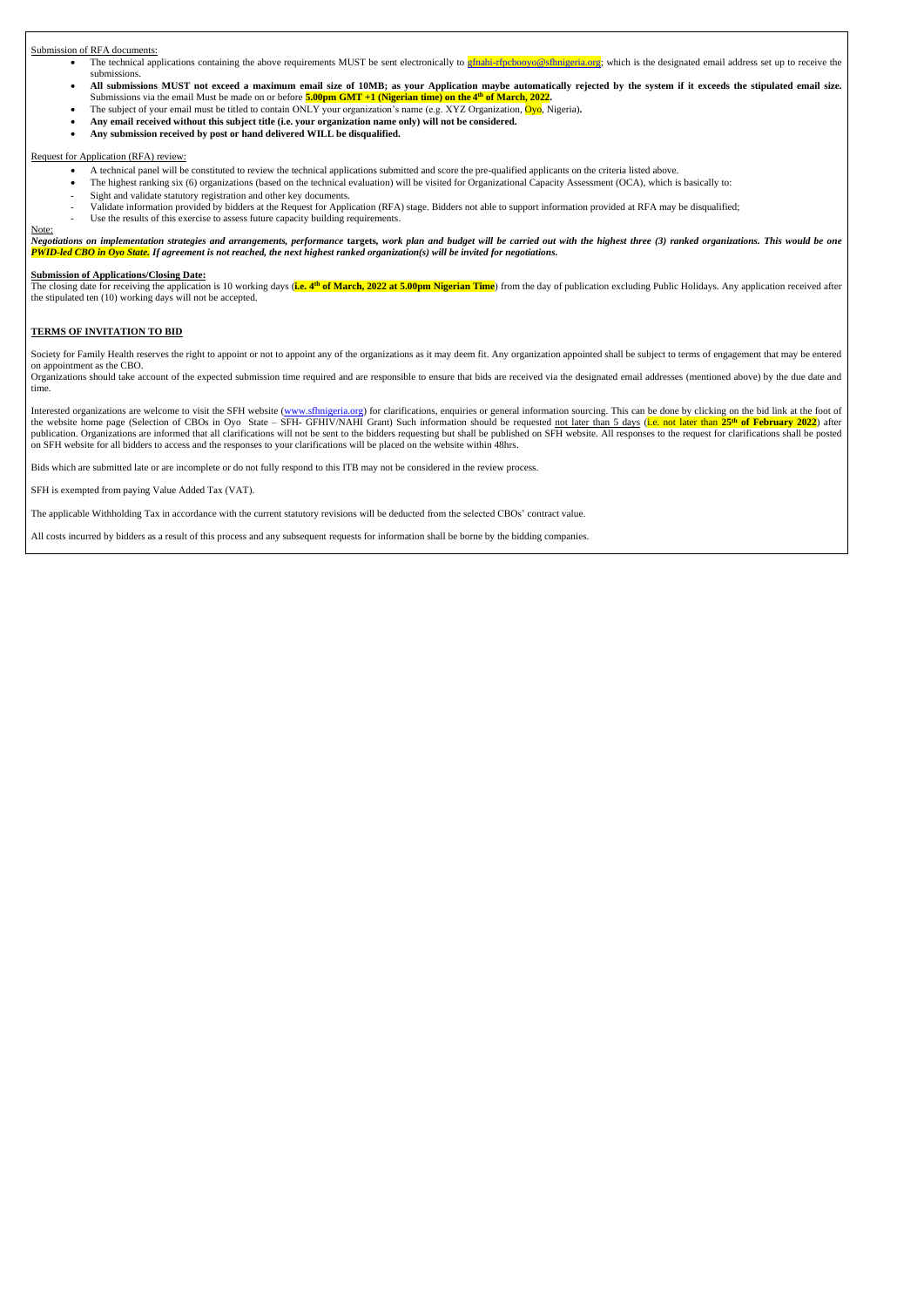Submission of RFA documents:

- The technical applications containing the above requirements MUST be sent electronically to gfnahi-rfpcbooyo@sfhnigeria.org; which is the designated email address set up to receive the submissions.
- **All submissions MUST not exceed a maximum email size of 10MB; as your Application maybe automatically rejected by the system if it exceeds the stipulated email size.** Submissions via the email Must be made on or before **5.00pm GMT +1 (Nigerian time) on the 4th of March, 2022.**
- The subject of your email must be titled to contain ONLY your organization's name (e.g. XYZ Organization, Oyo, Nigeria)**.**
- **Any email received without this subject title (i.e. your organization name only) will not be considered.**
- **Any submission received by post or hand delivered WILL be disqualified.**

Request for Application (RFA) review:

- A technical panel will be constituted to review the technical applications submitted and score the pre-qualified applicants on the criteria listed above.
- The highest ranking six (6) organizations (based on the technical evaluation) will be visited for Organizational Capacity Assessment (OCA), which is basically to:
- Sight and validate statutory registration and other key documents.
- Validate information provided by bidders at the Request for Application (RFA) stage. Bidders not able to support information provided at RFA may be disqualified;
- Use the results of this exercise to assess future capacity building requirements.

Note:

***Negotiations on implementation strategies and arrangements, performance targets, work plan and budget will be carried out with the highest three (3) ranked organizations. This would be one PWID-led CBO in Oyo State. If agreement is not reached, the next highest ranked organization(s) will be invited for negotiations.***

**Submission of Applications/Closing Date:**

The closing date for receiving the application is 10 working days (**i.e. 4th of March, 2022 at 5.00pm Nigerian Time**) from the day of publication excluding Public Holidays. Any application received after the stipulated ten (10) working days will not be accepted.

**TERMS OF INVITATION TO BID**

Society for Family Health reserves the right to appoint or not to appoint any of the organizations as it may deem fit. Any organization appointed shall be subject to terms of engagement that may be entered on appointment as the CBO.

Organizations should take account of the expected submission time required and are responsible to ensure that bids are received via the designated email addresses (mentioned above) by the due date and time.

Interested organizations are welcome to visit the SFH website (www.sfhnigeria.org) for clarifications, enquiries or general information sourcing. This can be done by clicking on the bid link at the foot of the website home page (Selection of CBOs in Oyo State – SFH- GFHIV/NAHI Grant) Such information should be requested not later than 5 days (i.e. not later than **25th of February 2022**) after publication. Organizations are informed that all clarifications will not be sent to the bidders requesting but shall be published on SFH website. All responses to the request for clarifications shall be posted on SFH website for all bidders to access and the responses to your clarifications will be placed on the website within 48hrs.

Bids which are submitted late or are incomplete or do not fully respond to this ITB may not be considered in the review process.

SFH is exempted from paying Value Added Tax (VAT).

The applicable Withholding Tax in accordance with the current statutory revisions will be deducted from the selected CBOs' contract value.

All costs incurred by bidders as a result of this process and any subsequent requests for information shall be borne by the bidding companies.